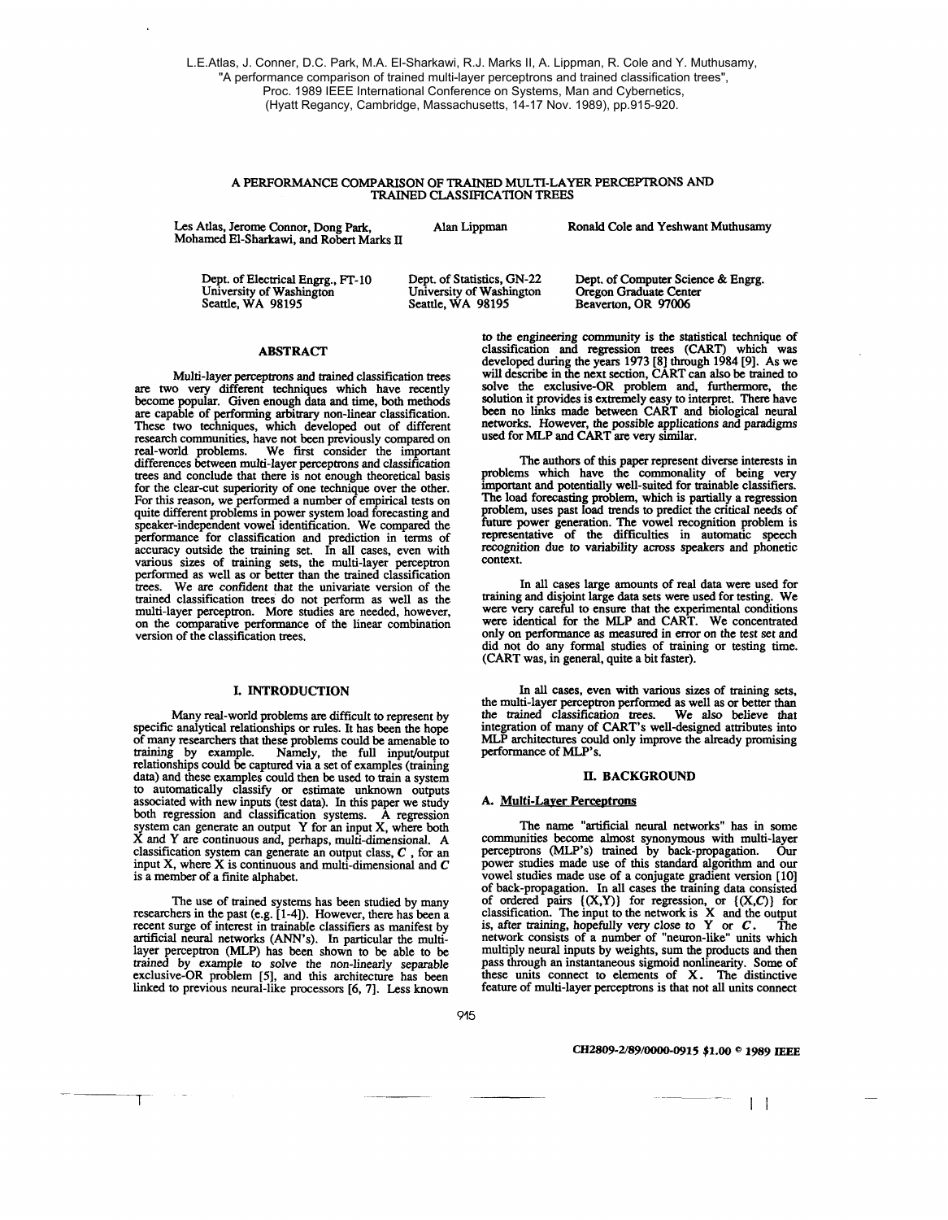L.E.Atlas, J. Conner, D.C. Park, M.A. El-Sharkawi, R.J. Marks II, A. Lippman, R. Cole and Y. Muthusamy, "A performance comparison of trained multi-layer perceptrons and trained classification trees", Proc. 1989 IEEE International Conference on Systems, Man and Cybernetics, (Hyatt Regancy, Cambridge, Massachusetts, 14-17 Nov. 1989), pp.915-920.

# A PERFORMANCE COMPARISON OF TRAINED MULTI-LAYER PERCEPTRONS AND TRAINED CLASSIFICATION TREES

Les Atlas, Jerome Connor, Dong Park, Mohamed El-Sharkawi, and Robert Marks II
Dept. of Electrical Engrg., FT-10
University of Washington
Seattle, WA 98195

Alan Lippman
Dept. of Statistics, GN-22
University of Washington
Seattle, WA 98195

Ronald Cole and Yeshwant Muthusamy
Dept. of Computer Science & Engrg.
Oregon Graduate Center
Beaverton, OR 97006

## ABSTRACT

Multi-layer perceptrons and trained classification trees are two very different techniques which have recently become popular. Given enough data and time, both methods are capable of performing arbitrary non-linear classification. These two techniques, which developed out of different research communities, have not been previously compared on real-world problems. We first consider the important differences between multi-layer perceptrons and classification trees and conclude that there is not enough theoretical basis for the clear-cut superiority of one technique over the other. For this reason, we performed a number of empirical tests on quite different problems in power system load forecasting and speaker-independent vowel identification. We compared the performance for classification and prediction in terms of accuracy outside the training set. In all cases, even with various sizes of training sets, the multi-layer perceptron performed as well as or better than the trained classification trees. We are confident that the univariate version of the trained classification trees do not perform as well as the multi-layer perceptron. More studies are needed, however, on the comparative performance of the linear combination version of the classification trees.

## I. INTRODUCTION

Many real-world problems are difficult to represent by specific analytical relationships or rules. It has been the hope of many researchers that these problems could be amenable to training by example. Namely, the full input/output relationships could be captured via a set of examples (training data) and these examples could then be used to train a system to automatically classify or estimate unknown outputs associated with new inputs (test data). In this paper we study both regression and classification systems. A regression system can generate an output Y for an input X, where both X and Y are continuous and, perhaps, multi-dimensional. A classification system can generate an output class, $C$ , for an input X, where X is continuous and multi-dimensional and $C$ is a member of a finite alphabet.

The use of trained systems has been studied by many researchers in the past (e.g. [1-4]). However, there has been a recent surge of interest in trainable classifiers as manifest by artificial neural networks (ANN's). In particular the multi-layer perceptron (MLP) has been shown to be able to be trained by example to solve the non-linearly separable exclusive-OR problem [5], and this architecture has been linked to previous neural-like processors [6, 7]. Less known to the engineering community is the statistical technique of classification and regression trees (CART) which was developed during the years 1973 [8] through 1984 [9]. As we will describe in the next section, CART can also be trained to solve the exclusive-OR problem and, furthermore, the solution it provides is extremely easy to interpret. There have been no links made between CART and biological neural networks. However, the possible applications and paradigms used for MLP and CART are very similar.

The authors of this paper represent diverse interests in problems which have the commonality of being very important and potentially well-suited for trainable classifiers. The load forecasting problem, which is partially a regression problem, uses past load trends to predict the critical needs of future power generation. The vowel recognition problem is representative of the difficulties in automatic speech recognition due to variability across speakers and phonetic context.

In all cases large amounts of real data were used for training and disjoint large data sets were used for testing. We were very careful to ensure that the experimental conditions were identical for the MLP and CART. We concentrated only on performance as measured in error on the test set and did not do any formal studies of training or testing time. (CART was, in general, quite a bit faster).

In all cases, even with various sizes of training sets, the multi-layer perceptron performed as well as or better than the trained classification trees. We also believe that integration of many of CART's well-designed attributes into MLP architectures could only improve the already promising performance of MLP's.

## II. BACKGROUND

### A. Multi-Layer Perceptrons

The name "artificial neural networks" has in some communities become almost synonymous with multi-layer perceptrons (MLP's) trained by back-propagation. Our power studies made use of this standard algorithm and our vowel studies made use of a conjugate gradient version [10] of back-propagation. In all cases the training data consisted of ordered pairs $\{(X,Y)\}$ for regression, or $\{(X,C)\}$ for classification. The input to the network is X and the output is, after training, hopefully very close to Y or $C$. The network consists of a number of "neuron-like" units which multiply neural inputs by weights, sum the products and then pass through an instantaneous sigmoid nonlinearity. Some of these units connect to elements of X. The distinctive feature of multi-layer perceptrons is that not all units connect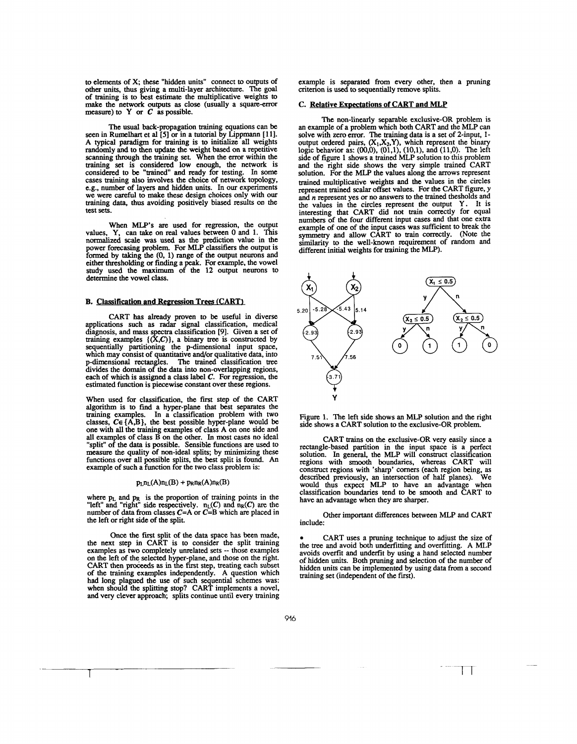to elements of X; these "hidden units" connect to outputs of other units, thus giving a multi-layer architecture. The goal of training is to best estimate the multiplicative weights to make the network outputs as close (usually a square-error measure) to Y or *C* as possible.

The usual back-propagation training equations can be seen in Rumelhart et al [5] or in a tutorial by Lippmann [11]. A typical paradigm for training is to initialize all weights randomly and to then update the weight based on a repetitive scanning through the training set. When the error within the training set is considered low enough, the network is considered to be "trained" and ready for testing. In some cases training also involves the choice of network topology, e.g., number of layers and hidden units. In our experiments we were careful to make these design choices only with our training data, thus avoiding positively biased results on the test sets.

When MLP's are used for regression, the output values, Y, can take on real values between 0 and 1. This normalized scale was used as the prediction value in the power forecasing problem. For MLP classifiers the output is formed by taking the (0, 1) range of the output neurons and either thresholding or finding a peak. For example, the vowel study used the maximum of the 12 output neurons to determine the vowel class.

### B. Classification and Regression Trees (CART)

CART has already proven to be useful in diverse applications such as radar signal classification, medical diagnosis, and mass spectra classification [9]. Given a set of training examples $\{(X,C)\}$, a binary tree is constructed by sequentially partitioning the p-dimensional input space, which may consist of quantitative and/or qualitative data, into p-dimensional rectangles. The trained classification tree divides the domain of the data into non-overlapping regions, each of which is assigned a class label *C*. For regression, the estimated function is piecewise constant over these regions.

When used for classification, the first step of the CART algorithm is to find a hyper-plane that best separates the training examples. In a classification problem with two classes, $C \in \{A,B\}$, the best possible hyper-plane would be one with all the training examples of class A on one side and all examples of class B on the other. In most cases no ideal "split" of the data is possible. Sensible functions are used to measure the quality of non-ideal splits; by minimizing these functions over all possible splits, the best split is found. An example of such a function for the two class problem is:

$$p_L n_L(A) n_L(B) + p_R n_R(A) n_R(B)$$

where $p_L$ and $p_R$ is the proportion of training points in the "left" and "right" side respectively. $n_L(C)$ and $n_R(C)$ are the number of data from classes $C$=A or $C$=B which are placed in the left or right side of the split.

Once the first split of the data space has been made, the next step in CART is to consider the split training examples as two completely unrelated sets -- those examples on the left of the selected hyper-plane, and those on the right. CART then proceeds as in the first step, treating each subset of the training examples independently. A question which had long plagued the use of such sequential schemes was: when should the splitting stop? CART implements a novel, and very clever approach; splits continue until every training example is separated from every other, then a pruning criterion is used to sequentially remove splits.

### C. Relative Expectations of CART and MLP

The non-linearly separable exclusive-OR problem is an example of a problem which both CART and the MLP can solve with zero error. The training data is a set of 2-input, 1-output ordered pairs, $(X_1,X_2,Y)$, which represent the binary logic behavior as: (00,0), (01,1), (10,1), and (11,0). The left side of figure 1 shows a trained MLP solution to this problem and the right side shows the very simple trained CART solution. For the MLP the values along the arrows represent trained multiplicative weights and the values in the circles represent trained scalar offset values. For the CART figure, *y* and *n* represent yes or no answers to the trained thesholds and the values in the circles represent the output Y. It is interesting that CART did not train correctly for equal numbers of the four different input cases and that one extra example of one of the input cases was sufficient to break the symmetry and allow CART to train correctly. (Note the similarity to the well-known requirement of random and different initial weights for training the MLP).

$X_1$ $X_2$
5.20 -5.28 -5.43 5.14
-2.93 -2.93
7.51 7.56
-3.71
Y

$X_1 \leq 0.5$
y n
$X_2 \leq 0.5$ $X_2 \leq 0.5$
y n y n
0 1 1 0

Figure 1. The left side shows an MLP solution and the right side shows a CART solution to the exclusive-OR problem.

CART trains on the exclusive-OR very easily since a rectangle-based partition in the input space is a perfect solution. In general, the MLP will construct classification regions with smooth boundaries, whereas CART will construct regions with 'sharp' corners (each region being, as described previously, an intersection of half planes). We would thus expect MLP to have an advantage when classification boundaries tend to be smooth and CART to have an advantage when they are sharper.

Other important differences between MLP and CART include:

- CART uses a pruning technique to adjust the size of the tree and avoid both underfitting and overfitting. A MLP avoids overfit and underfit by using a hand selected number of hidden units. Both pruning and selection of the number of hidden units can be implemented by using data from a second training set (independent of the first).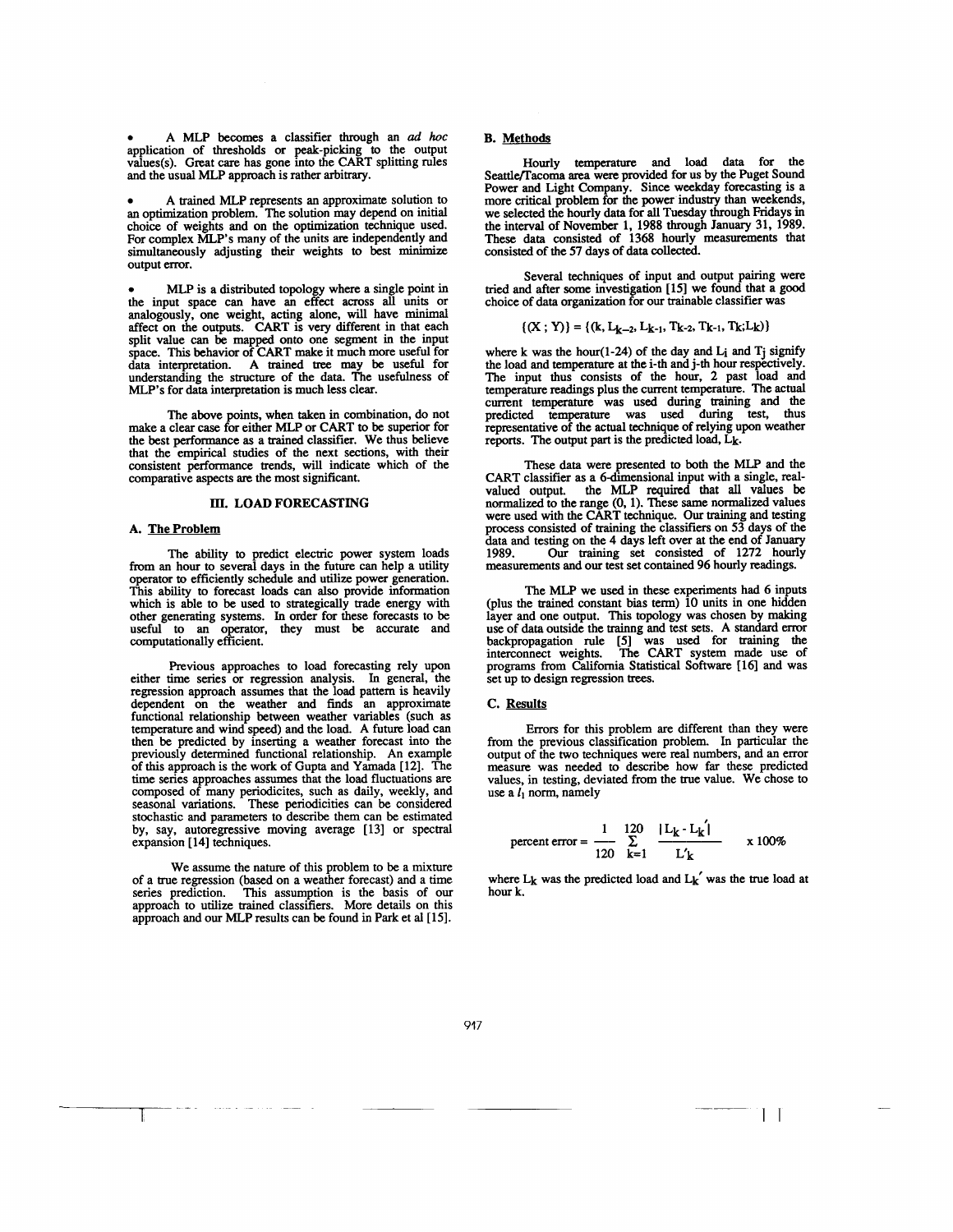- A MLP becomes a classifier through an *ad hoc* application of thresholds or peak-picking to the output values(s). Great care has gone into the CART splitting rules and the usual MLP approach is rather arbitrary.

- A trained MLP represents an approximate solution to an optimization problem. The solution may depend on initial choice of weights and on the optimization technique used. For complex MLP's many of the units are independently and simultaneously adjusting their weights to best minimize output error.

- MLP is a distributed topology where a single point in the input space can have an effect across all units or analogously, one weight, acting alone, will have minimal affect on the outputs. CART is very different in that each split value can be mapped onto one segment in the input space. This behavior of CART make it much more useful for data interpretation. A trained tree may be useful for understanding the structure of the data. The usefulness of MLP's for data interpretation is much less clear.

The above points, when taken in combination, do not make a clear case for either MLP or CART to be superior for the best performance as a trained classifier. We thus believe that the empirical studies of the next sections, with their consistent performance trends, will indicate which of the comparative aspects are the most significant.

## III. LOAD FORECASTING

### A. The Problem

The ability to predict electric power system loads from an hour to several days in the future can help a utility operator to efficiently schedule and utilize power generation. This ability to forecast loads can also provide information which is able to be used to strategically trade energy with other generating systems. In order for these forecasts to be useful to an operator, they must be accurate and computationally efficient.

Previous approaches to load forecasting rely upon either time series or regression analysis. In general, the regression approach assumes that the load pattern is heavily dependent on the weather and finds an approximate functional relationship between weather variables (such as temperature and wind speed) and the load. A future load can then be predicted by inserting a weather forecast into the previously determined functional relationship. An example of this approach is the work of Gupta and Yamada [12]. The time series approaches assumes that the load fluctuations are composed of many periodicites, such as daily, weekly, and seasonal variations. These periodicities can be considered stochastic and parameters to describe them can be estimated by, say, autoregressive moving average [13] or spectral expansion [14] techniques.

We assume the nature of this problem to be a mixture of a true regression (based on a weather forecast) and a time series prediction. This assumption is the basis of our approach to utilize trained classifiers. More details on this approach and our MLP results can be found in Park et al [15].

### B. Methods

Hourly temperature and load data for the Seattle/Tacoma area were provided for us by the Puget Sound Power and Light Company. Since weekday forecasting is a more critical problem for the power industry than weekends, we selected the hourly data for all Tuesday through Fridays in the interval of November 1, 1988 through January 31, 1989. These data consisted of 1368 hourly measurements that consisted of the 57 days of data collected.

Several techniques of input and output pairing were tried and after some investigation [15] we found that a good choice of data organization for our trainable classifier was

$$\{(X ; Y)\} = \{(k, L_{k-2}, L_{k-1}, T_{k-2}, T_{k-1}, T_k; L_k)\}$$

where k was the hour(1-24) of the day and $L_i$ and $T_j$ signify the load and temperature at the i-th and j-th hour respectively. The input thus consists of the hour, 2 past load and temperature readings plus the current temperature. The actual current temperature was used during training and the predicted temperature was used during test, thus representative of the actual technique of relying upon weather reports. The output part is the predicted load, $L_k$.

These data were presented to both the MLP and the CART classifier as a 6-dimensional input with a single, real-valued output. the MLP required that all values be normalized to the range (0, 1). These same normalized values were used with the CART technique. Our training and testing process consisted of training the classifiers on 53 days of the data and testing on the 4 days left over at the end of January 1989. Our training set consisted of 1272 hourly measurements and our test set contained 96 hourly readings.

The MLP we used in these experiments had 6 inputs (plus the trained constant bias term) 10 units in one hidden layer and one output. This topology was chosen by making use of data outside the trainng and test sets. A standard error backpropagation rule [5] was used for training the interconnect weights. The CART system made use of programs from California Statistical Software [16] and was set up to design regression trees.

### C. Results

Errors for this problem are different than they were from the previous classification problem. In particular the output of the two techniques were real numbers, and an error measure was needed to describe how far these predicted values, in testing, deviated from the true value. We chose to use a $l_1$ norm, namely

$$\text{percent error} = \frac{1}{120} \sum_{k=1}^{120} \frac{|L_k - L_k'|}{L'_k} \times 100\%$$

where $L_k$ was the predicted load and $L_k'$ was the true load at hour k.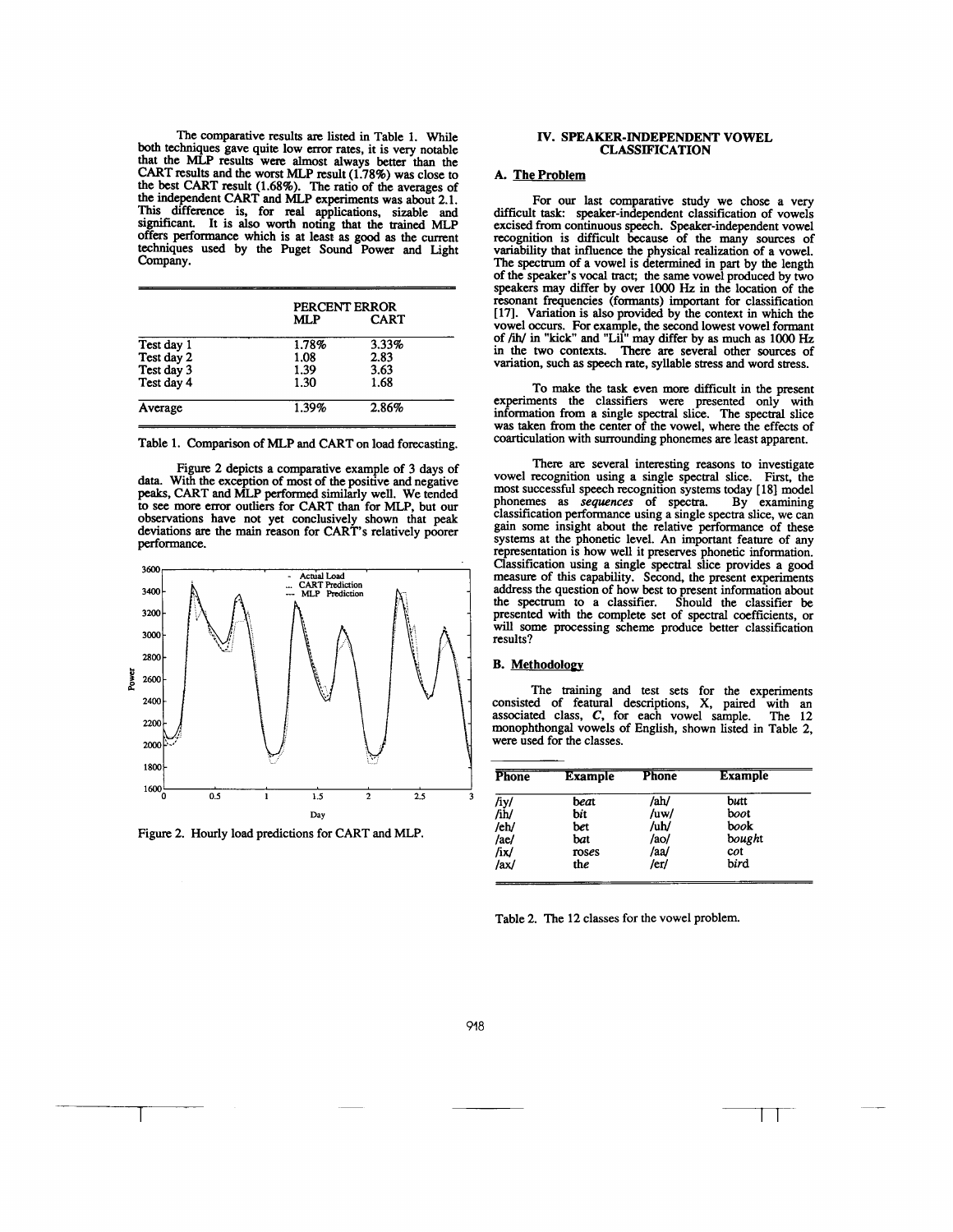The comparative results are listed in Table 1. While both techniques gave quite low error rates, it is very notable that the MLP results were almost always better than the CART results and the worst MLP result (1.78%) was close to the best CART result (1.68%). The ratio of the averages of the independent CART and MLP experiments was about 2.1. This difference is, for real applications, sizable and significant. It is also worth noting that the trained MLP offers performance which is at least as good as the current techniques used by the Puget Sound Power and Light Company.

| | PERCENT ERROR | |
|---|---|---|
| | MLP | CART |
| Test day 1 | 1.78% | 3.33% |
| Test day 2 | 1.08 | 2.83 |
| Test day 3 | 1.39 | 3.63 |
| Test day 4 | 1.30 | 1.68 |
| Average | 1.39% | 2.86% |

Table 1. Comparison of MLP and CART on load forecasting.

Figure 2 depicts a comparative example of 3 days of data. With the exception of most of the positive and negative peaks, CART and MLP performed similarly well. We tended to see more error outliers for CART than for MLP, but our observations have not yet conclusively shown that peak deviations are the main reason for CART's relatively poorer performance.

Figure 2. Hourly load predictions for CART and MLP.

## IV. SPEAKER-INDEPENDENT VOWEL CLASSIFICATION

### A. The Problem

For our last comparative study we chose a very difficult task: speaker-independent classification of vowels excised from continuous speech. Speaker-independent vowel recognition is difficult because of the many sources of variability that influence the physical realization of a vowel. The spectrum of a vowel is determined in part by the length of the speaker's vocal tract; the same vowel produced by two speakers may differ by over 1000 Hz in the location of the resonant frequencies (formants) important for classification [17]. Variation is also provided by the context in which the vowel occurs. For example, the second lowest vowel formant of /ih/ in "kick" and "Lil" may differ by as much as 1000 Hz in the two contexts. There are several other sources of variation, such as speech rate, syllable stress and word stress.

To make the task even more difficult in the present experiments the classifiers were presented only with information from a single spectral slice. The spectral slice was taken from the center of the vowel, where the effects of coarticulation with surrounding phonemes are least apparent.

There are several interesting reasons to investigate vowel recognition using a single spectral slice. First, the most successful speech recognition systems today [18] model phonemes as *sequences* of spectra. By examining classification performance using a single spectra slice, we can gain some insight about the relative performance of these systems at the phonetic level. An important feature of any representation is how well it preserves phonetic information. Classification using a single spectral slice provides a good measure of this capability. Second, the present experiments address the question of how best to present information about the spectrum to a classifier. Should the classifier be presented with the complete set of spectral coefficients, or will some processing scheme produce better classification results?

### B. Methodology

The training and test sets for the experiments consisted of featural descriptions, X, paired with an associated class, *C*, for each vowel sample. The 12 monophthongal vowels of English, shown listed in Table 2, were used for the classes.

| Phone | Example | Phone | Example |
|---|---|---|---|
| /iy/ | b*ea*t | /ah/ | b*u*tt |
| /ih/ | b*i*t | /uw/ | b*oo*t |
| /eh/ | b*e*t | /uh/ | b*oo*k |
| /ae/ | b*a*t | /ao/ | b*ough*t |
| /ix/ | ros*e*s | /aa/ | c*o*t |
| /ax/ | th*e* | /er/ | b*ir*d |

Table 2. The 12 classes for the vowel problem.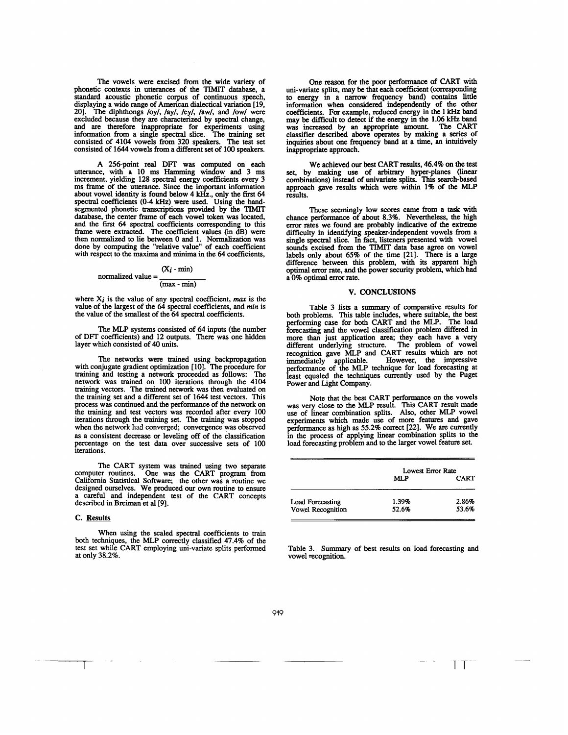The vowels were excised from the wide variety of phonetic contexts in utterances of the TIMIT database, a standard acoustic phonetic corpus of continuous speech, displaying a wide range of American dialectical variation [19, 20]. The diphthongs /oy/, /ay/, /ey/, /aw/, and /ow/ were excluded because they are characterized by spectral change, and are therefore inappropriate for experiments using information from a single spectral slice. The training set consisted of 4104 vowels from 320 speakers. The test set consisted of 1644 vowels from a different set of 100 speakers.

A 256-point real DFT was computed on each utterance, with a 10 ms Hamming window and 3 ms increment, yielding 128 spectral energy coefficients every 3 ms frame of the utterance. Since the important information about vowel identity is found below 4 kHz., only the first 64 spectral coefficients (0-4 kHz) were used. Using the hand-segmented phonetic transcriptions provided by the TIMIT database, the center frame of each vowel token was located, and the first 64 spectral coefficients corresponding to this frame were extracted. The coefficient values (in dB) were then normalized to lie between 0 and 1. Normalization was done by computing the "relative value" of each coefficient with respect to the maxima and minima in the 64 coefficients,

$$\text{normalized value} = \frac{(X_i - \min)}{(\max - \min)}$$

where $X_i$ is the value of any spectral coefficient, *max* is the value of the largest of the 64 spectral coefficients, and *min* is the value of the smallest of the 64 spectral coefficients.

The MLP systems consisted of 64 inputs (the number of DFT coefficients) and 12 outputs. There was one hidden layer which consisted of 40 units.

The networks were trained using backpropagation with conjugate gradient optimization [10]. The procedure for training and testing a network proceeded as follows: The network was trained on 100 iterations through the 4104 training vectors. The trained network was then evaluated on the training set and a different set of 1644 test vectors. This process was continued and the performance of the network on the training and test vectors was recorded after every 100 iterations through the training set. The training was stopped when the network had converged; convergence was observed as a consistent decrease or leveling off of the classification percentage on the test data over successive sets of 100 iterations.

The CART system was trained using two separate computer routines. One was the CART program from California Statistical Software; the other was a routine we designed ourselves. We produced our own routine to ensure a careful and independent test of the CART concepts described in Breiman et al [9].

### C. Results

When using the scaled spectral coefficients to train both techniques, the MLP correctly classified 47.4% of the test set while CART employing uni-variate splits performed at only 38.2%.

One reason for the poor performance of CART with uni-variate splits, may be that each coefficient (corresponding to energy in a narrow frequency band) contains little information when considered independently of the other coefficients. For example, reduced energy in the 1 kHz band may be difficult to detect if the energy in the 1.06 kHz band was increased by an appropriate amount. The CART classifier described above operates by making a series of inquiries about one frequency band at a time, an intuitively inappropriate approach.

We achieved our best CART results, 46.4% on the test set, by making use of arbitrary hyper-planes (linear combinations) instead of univariate splits. This search-based approach gave results which were within 1% of the MLP results.

These seemingly low scores came from a task with chance performance of about 8.3%. Nevertheless, the high error rates we found are probably indicative of the extreme difficulty in identifying speaker-independent vowels from a single spectral slice. In fact, listeners presented with vowel sounds excised from the TIMIT data base agree on vowel labels only about 65% of the time [21]. There is a large difference between this problem, with its apparent high optimal error rate, and the power security problem, which had a 0% optimal error rate.

## V. CONCLUSIONS

Table 3 lists a summary of comparative results for both problems. This table includes, where suitable, the best performing case for both CART and the MLP. The load forecasting and the vowel classification problem differed in more than just application area; they each have a very different underlying structure. The problem of vowel recognition gave MLP and CART results which are not immediately applicable. However, the impressive performance of the MLP technique for load forecasting at least equaled the techniques currently used by the Puget Power and Light Company.

Note that the best CART performance on the vowels was very close to the MLP result. This CART result made use of linear combination splits. Also, other MLP vowel experiments which made use of more features and gave performance as high as 55.2% correct [22]. We are currently in the process of applying linear combination splits to the load forecasting problem and to the larger vowel feature set.

| | Lowest Error Rate | |
|---|---|---|
| | MLP | CART |
| Load Forecasting | 1.39% | 2.86% |
| Vowel Recognition | 52.6% | 53.6% |

Table 3. Summary of best results on load forecasting and vowel recognition.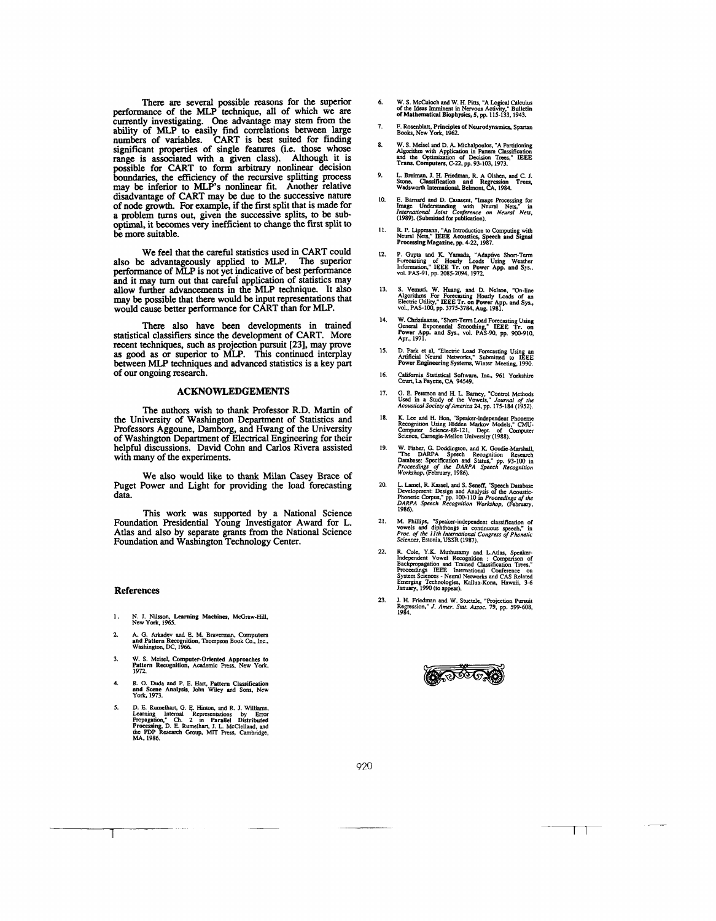There are several possible reasons for the superior performance of the MLP technique, all of which we are currently investigating. One advantage may stem from the ability of MLP to easily find correlations between large numbers of variables. CART is best suited for finding significant properties of single features (i.e. those whose range is associated with a given class). Although it is possible for CART to form arbitrary nonlinear decision boundaries, the efficiency of the recursive splitting process may be inferior to MLP's nonlinear fit. Another relative disadvantage of CART may be due to the successive nature of node growth. For example, if the first split that is made for a problem turns out, given the successive splits, to be sub-optimal, it becomes very inefficient to change the first split to be more suitable.

We feel that the careful statistics used in CART could also be advantageously applied to MLP. The superior performance of MLP is not yet indicative of best performance and it may turn out that careful application of statistics may allow further advancements in the MLP technique. It also may be possible that there would be input representations that would cause better performance for CART than for MLP.

There also have been developments in trained statistical classifiers since the development of CART. More recent techniques, such as projection pursuit [23], may prove as good as or superior to MLP. This continued interplay between MLP techniques and advanced statistics is a key part of our ongoing research.

## ACKNOWLEDGEMENTS

The authors wish to thank Professor R.D. Martin of the University of Washington Department of Statistics and Professors Aggoune, Damborg, and Hwang of the University of Washington Department of Electrical Engineering for their helpful discussions. David Cohn and Carlos Rivera assisted with many of the experiments.

We also would like to thank Milan Casey Brace of Puget Power and Light for providing the load forecasting data.

This work was supported by a National Science Foundation Presidential Young Investigator Award for L. Atlas and also by separate grants from the National Science Foundation and Washington Technology Center.

## References

1. N. J. Nilsson, **Learning Machines**, McGraw-Hill, New York, 1965.
2. A. G. Arkadev and E. M. Braverman, **Computers and Pattern Recognition**, Thompson Book Co., Inc., Washington, DC, 1966.
3. W. S. Meisel, **Computer-Oriented Approaches to Pattern Recognition**, Academic Press, New York, 1972.
4. R. O. Duda and P. E. Hart, **Pattern Classification and Scene Analysis**, John Wiley and Sons, New York, 1973.
5. D. E. Rumelhart, G. E. Hinton, and R. J. Williams, Learning Internal Representations by Error Propagation," Ch. 2 in **Parallel Distributed Processing**, D. E. Rumelhart, J. L. McClelland, and the PDP Research Group, MIT Press, Cambridge, MA, 1986.
6. W. S. McCuloch and W. H. Pitts, "A Logical Calculus of the Ideas Imminent in Nervous Activity," **Bulletin of Mathematical Biophysics, 5**, pp. 115-133, 1943.
7. F. Rosenblatt, **Principles of Neurodynamics**, Spartan Books, New York, 1962.
8. W. S. Meisel and D. A. Michalpoulos, "A Partitioning Algorithm with Application in Pattern Classification and the Optimization of Decision Trees," **IEEE Trans. Computers**, C-22, pp. 93-103, 1973.
9. L. Breiman, J. H. Friedman, R. A Olshen, and C. J. Stone, **Classification and Regression Trees**, Wadsworth International, Belmont, CA, 1984.
10. E. Barnard and D. Casasent, "Image Processing for Image Understanding with Neural Nets," in *International Joint Conference on Neural Nets*, (1989). (Submitted for publication).
11. R. P. Lippmann, "An Introduction to Computing with Neural Nets," **IEEE Acoustics, Speech and Signal Processing Magazine**, pp. 4-22, 1987.
12. P. Gupta and K. Yamada, "Adaptive Short-Term Forecasting of Hourly Loads Using Weather Information," **IEEE Tr. on Power App. and Sys.**, vol. PAS-91, pp. 2085-2094, 1972.
13. S. Vemuri, W. Huang, and D. Nelson, "On-line Algorithms For Forecasting Hourly Loads of an Electric Utility," **IEEE Tr. on Power App. and Sys.**, vol., PAS-100, pp. 3775-3784, Aug. 1981.
14. W. Christiaanse, "Short-Term Load Forecasting Using General Exponential Smoothing," **IEEE Tr. on Power App. and Sys.**, vol. PAS-90, pp. 900-910, Apr., 1971.
15. D. Park et al, "Electric Load Forecasting Using an Artificial Neural Networks," Submitted to **IEEE Power Engineering Systems**, Winter Meeting, 1990.
16. California Statistical Software, Inc., 961 Yorkshire Court, La Fayette, CA 94549.
17. G. E. Peterson and H. L. Barney, "Control Methods Used in a Study of the Vowels," *Journal of the Acoustical Society of America* 24, pp. 175-184 (1952).
18. K. Lee and H. Hon, "Speaker-independent Phoneme Recognition Using Hidden Markov Models," CMU-Computer Science-88-121, Dept. of Computer Science, Carnegie-Mellon University (1988).
19. W. Fisher, G. Doddington, and K. Goudie-Marshall, "The DARPA Speech Recognition Research Database: Specification and Status," pp. 93-100 in *Proceedings of the DARPA Speech Recognition Workshop*, (February, 1986).
20. L. Lamel, R. Kassel, and S. Seneff, "Speech Database Development: Design and Analysis of the Acoustic-Phonetic Corpus," pp. 100-110 in *Proceedings of the DARPA Speech Recognition Workshop*, (February, 1986).
21. M. Phillips, "Speaker-independent classification of vowels and diphthongs in continuous speech," in *Proc. of the 11th International Congress of Phonetic Sciences*, Estonia, USSR (1987).
22. R. Cole, Y.K. Muthusamy and L.Atlas, Speaker-Independent Vowel Recognition : Comparison of Backpropagation and Trained Classification Trees," Proceedings IEEE International Conference on System Sciences - Neural Networks and CAS Related Emerging Technologies, Kailua-Kona, Hawaii, 3-6 January, 1990 (to appear).
23. J. H. Friedman and W. Stuetzle, "Projection Pursuit Regression," *J. Amer. Stat. Assoc.* 79, pp. 599-608, 1984.